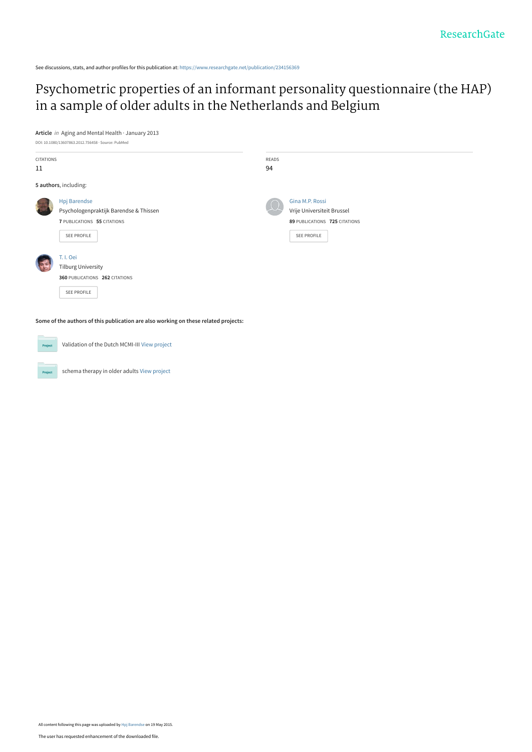ResearchGate

See discussions, stats, and author profiles for this publication at: https://www.researchgate.net/publication/234156369

# Psychometric properties of an informant personality questionnaire (the HAP) in a sample of older adults in the Netherlands and Belgium

**Article** *in* Aging and Mental Health · January 2013

DOI: 10.1080/13607863.2012.756458 · Source: PubMed

| CITATIONS | READS |
|---|---|
| 11 | 94 |

**5 authors**, including:

Hpj Barendse
Psychologenpraktijk Barendse & Thissen
**7** PUBLICATIONS **55** CITATIONS
SEE PROFILE

Gina M.P. Rossi
Vrije Universiteit Brussel
**89** PUBLICATIONS **725** CITATIONS
SEE PROFILE

T. I. Oei
Tilburg University
**360** PUBLICATIONS **262** CITATIONS
SEE PROFILE

**Some of the authors of this publication are also working on these related projects:**

Validation of the Dutch MCMI-III View project

schema therapy in older adults View project

All content following this page was uploaded by Hpj Barendse on 19 May 2015.

The user has requested enhancement of the downloaded file.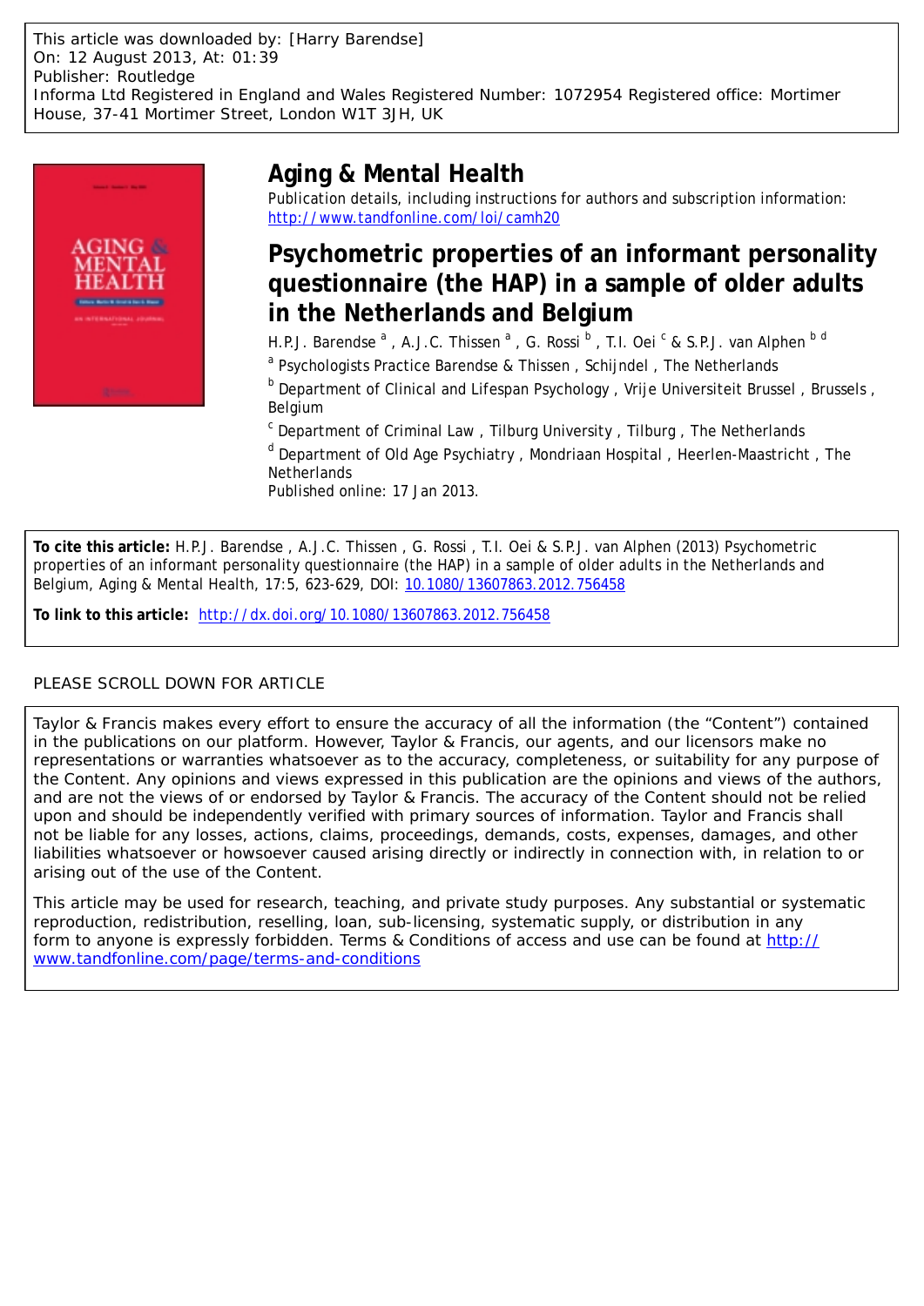This article was downloaded by: [Harry Barendse]
On: 12 August 2013, At: 01:39
Publisher: Routledge
Informa Ltd Registered in England and Wales Registered Number: 1072954 Registered office: Mortimer House, 37-41 Mortimer Street, London W1T 3JH, UK

# Aging & Mental Health

Publication details, including instructions for authors and subscription information:
http://www.tandfonline.com/loi/camh20

## Psychometric properties of an informant personality questionnaire (the HAP) in a sample of older adults in the Netherlands and Belgium

H.P.J. Barendse [a], A.J.C. Thissen [a], G. Rossi [b], T.I. Oei [c] & S.P.J. van Alphen [b d]

[a] Psychologists Practice Barendse & Thissen, Schijndel, The Netherlands

[b] Department of Clinical and Lifespan Psychology, Vrije Universiteit Brussel, Brussels, Belgium

[c] Department of Criminal Law, Tilburg University, Tilburg, The Netherlands

[d] Department of Old Age Psychiatry, Mondriaan Hospital, Heerlen-Maastricht, The Netherlands

Published online: 17 Jan 2013.

**To cite this article:** H.P.J. Barendse, A.J.C. Thissen, G. Rossi, T.I. Oei & S.P.J. van Alphen (2013) Psychometric properties of an informant personality questionnaire (the HAP) in a sample of older adults in the Netherlands and Belgium, Aging & Mental Health, 17:5, 623-629, DOI: 10.1080/13607863.2012.756458

**To link to this article:** http://dx.doi.org/10.1080/13607863.2012.756458

PLEASE SCROLL DOWN FOR ARTICLE

Taylor & Francis makes every effort to ensure the accuracy of all the information (the "Content") contained in the publications on our platform. However, Taylor & Francis, our agents, and our licensors make no representations or warranties whatsoever as to the accuracy, completeness, or suitability for any purpose of the Content. Any opinions and views expressed in this publication are the opinions and views of the authors, and are not the views of or endorsed by Taylor & Francis. The accuracy of the Content should not be relied upon and should be independently verified with primary sources of information. Taylor and Francis shall not be liable for any losses, actions, claims, proceedings, demands, costs, expenses, damages, and other liabilities whatsoever or howsoever caused arising directly or indirectly in connection with, in relation to or arising out of the use of the Content.

This article may be used for research, teaching, and private study purposes. Any substantial or systematic reproduction, redistribution, reselling, loan, sub-licensing, systematic supply, or distribution in any form to anyone is expressly forbidden. Terms & Conditions of access and use can be found at http://www.tandfonline.com/page/terms-and-conditions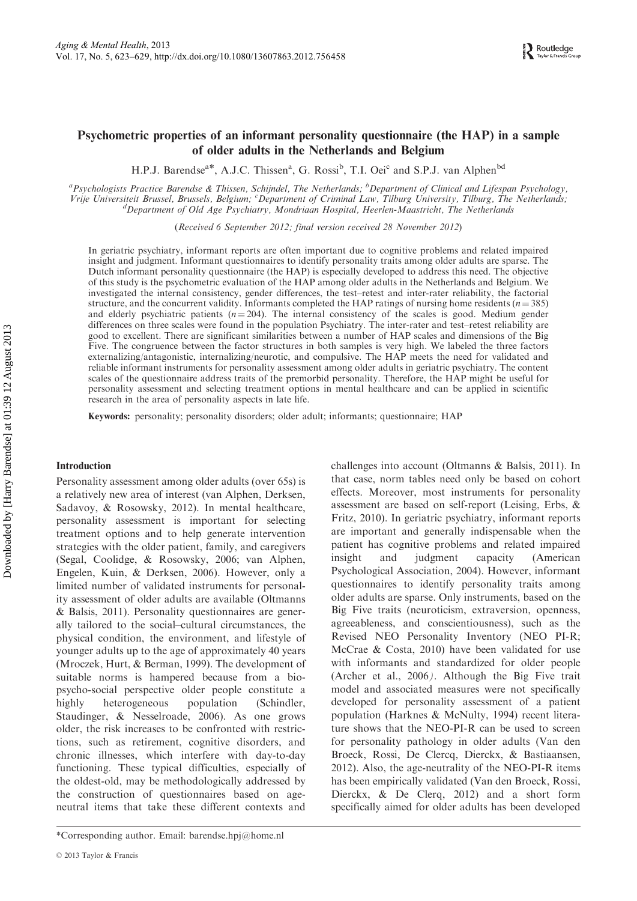# Psychometric properties of an informant personality questionnaire (the HAP) in a sample of older adults in the Netherlands and Belgium

H.P.J. Barendse[a]*, A.J.C. Thissen[a], G. Rossi[b], T.I. Oei[c] and S.P.J. van Alphen[bd]

[a]Psychologists Practice Barendse & Thissen, Schijndel, The Netherlands; [b]Department of Clinical and Lifespan Psychology, Vrije Universiteit Brussel, Brussels, Belgium; [c]Department of Criminal Law, Tilburg University, Tilburg, The Netherlands; [d]Department of Old Age Psychiatry, Mondriaan Hospital, Heerlen-Maastricht, The Netherlands

(Received 6 September 2012; final version received 28 November 2012)

In geriatric psychiatry, informant reports are often important due to cognitive problems and related impaired insight and judgment. Informant questionnaires to identify personality traits among older adults are sparse. The Dutch informant personality questionnaire (the HAP) is especially developed to address this need. The objective of this study is the psychometric evaluation of the HAP among older adults in the Netherlands and Belgium. We investigated the internal consistency, gender differences, the test–retest and inter-rater reliability, the factorial structure, and the concurrent validity. Informants completed the HAP ratings of nursing home residents ($n = 385$) and elderly psychiatric patients ($n = 204$). The internal consistency of the scales is good. Medium gender differences on three scales were found in the population Psychiatry. The inter-rater and test–retest reliability are good to excellent. There are significant similarities between a number of HAP scales and dimensions of the Big Five. The congruence between the factor structures in both samples is very high. We labeled the three factors externalizing/antagonistic, internalizing/neurotic, and compulsive. The HAP meets the need for validated and reliable informant instruments for personality assessment among older adults in geriatric psychiatry. The content scales of the questionnaire address traits of the premorbid personality. Therefore, the HAP might be useful for personality assessment and selecting treatment options in mental healthcare and can be applied in scientific research in the area of personality aspects in late life.

**Keywords:** personality; personality disorders; older adult; informants; questionnaire; HAP

## Introduction

Personality assessment among older adults (over 65s) is a relatively new area of interest (van Alphen, Derksen, Sadavoy, & Rosowsky, 2012). In mental healthcare, personality assessment is important for selecting treatment options and to help generate intervention strategies with the older patient, family, and caregivers (Segal, Coolidge, & Rosowsky, 2006; van Alphen, Engelen, Kuin, & Derksen, 2006). However, only a limited number of validated instruments for personality assessment of older adults are available (Oltmanns & Balsis, 2011). Personality questionnaires are generally tailored to the social–cultural circumstances, the physical condition, the environment, and lifestyle of younger adults up to the age of approximately 40 years (Mroczek, Hurt, & Berman, 1999). The development of suitable norms is hampered because from a bio-psycho-social perspective older people constitute a highly heterogeneous population (Schindler, Staudinger, & Nesselroade, 2006). As one grows older, the risk increases to be confronted with restrictions, such as retirement, cognitive disorders, and chronic illnesses, which interfere with day-to-day functioning. These typical difficulties, especially of the oldest-old, may be methodologically addressed by the construction of questionnaires based on age-neutral items that take these different contexts and challenges into account (Oltmanns & Balsis, 2011). In that case, norm tables need only be based on cohort effects. Moreover, most instruments for personality assessment are based on self-report (Leising, Erbs, & Fritz, 2010). In geriatric psychiatry, informant reports are important and generally indispensable when the patient has cognitive problems and related impaired insight and judgment capacity (American Psychological Association, 2004). However, informant questionnaires to identify personality traits among older adults are sparse. Only instruments, based on the Big Five traits (neuroticism, extraversion, openness, agreeableness, and conscientiousness), such as the Revised NEO Personality Inventory (NEO PI-R; McCrae & Costa, 2010) have been validated for use with informants and standardized for older people (Archer et al., 2006). Although the Big Five trait model and associated measures were not specifically developed for personality assessment of a patient population (Harknes & McNulty, 1994) recent literature shows that the NEO-PI-R can be used to screen for personality pathology in older adults (Van den Broeck, Rossi, De Clercq, Dierckx, & Bastiaansen, 2012). Also, the age-neutrality of the NEO-PI-R items has been empirically validated (Van den Broeck, Rossi, Dierckx, & De Clerq, 2012) and a short form specifically aimed for older adults has been developed

*Corresponding author. Email: barendse.hpj@home.nl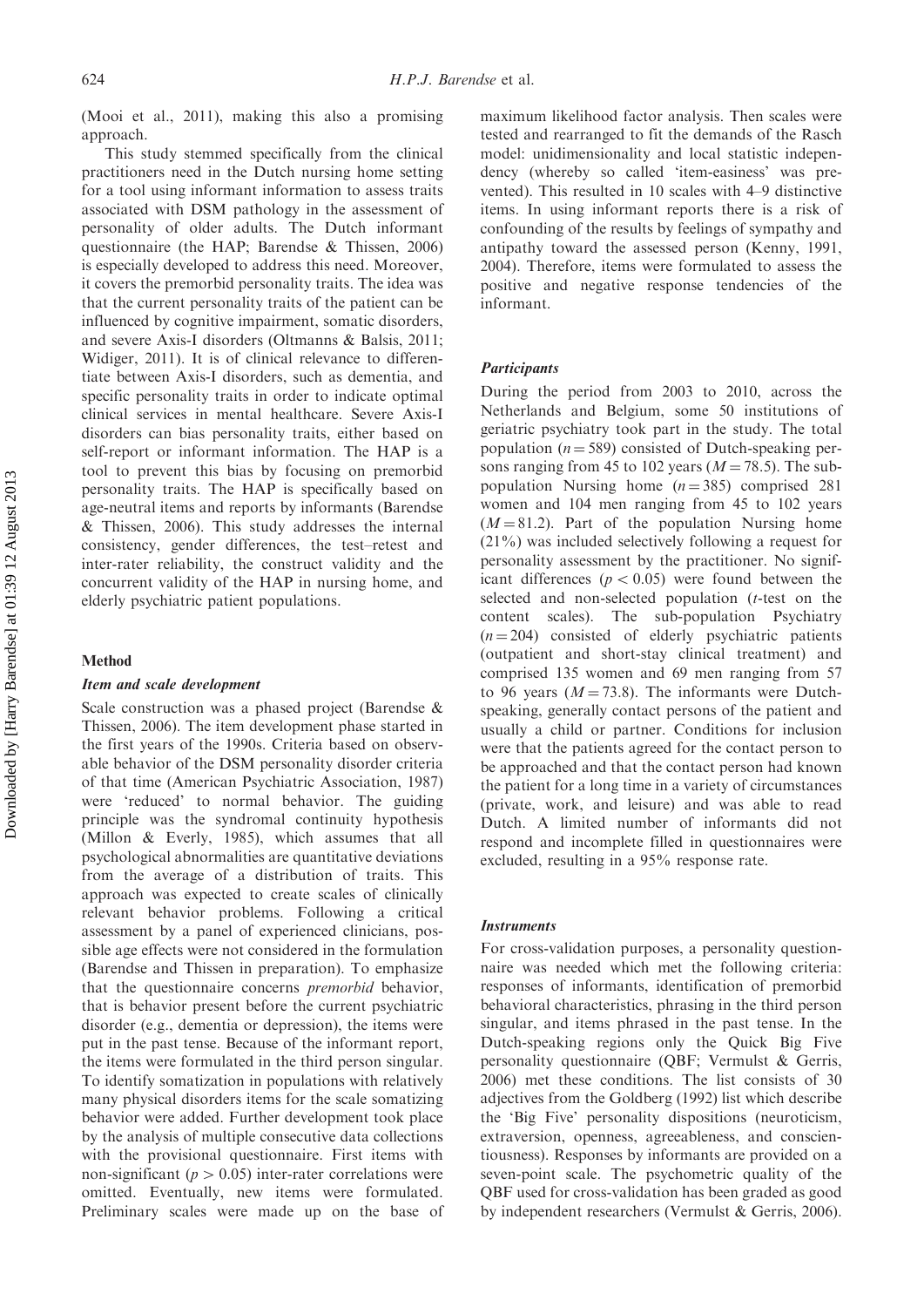(Mooi et al., 2011), making this also a promising approach.

This study stemmed specifically from the clinical practitioners need in the Dutch nursing home setting for a tool using informant information to assess traits associated with DSM pathology in the assessment of personality of older adults. The Dutch informant questionnaire (the HAP; Barendse & Thissen, 2006) is especially developed to address this need. Moreover, it covers the premorbid personality traits. The idea was that the current personality traits of the patient can be influenced by cognitive impairment, somatic disorders, and severe Axis-I disorders (Oltmanns & Balsis, 2011; Widiger, 2011). It is of clinical relevance to differentiate between Axis-I disorders, such as dementia, and specific personality traits in order to indicate optimal clinical services in mental healthcare. Severe Axis-I disorders can bias personality traits, either based on self-report or informant information. The HAP is a tool to prevent this bias by focusing on premorbid personality traits. The HAP is specifically based on age-neutral items and reports by informants (Barendse & Thissen, 2006). This study addresses the internal consistency, gender differences, the test–retest and inter-rater reliability, the construct validity and the concurrent validity of the HAP in nursing home, and elderly psychiatric patient populations.

## Method

### *Item and scale development*

Scale construction was a phased project (Barendse & Thissen, 2006). The item development phase started in the first years of the 1990s. Criteria based on observable behavior of the DSM personality disorder criteria of that time (American Psychiatric Association, 1987) were 'reduced' to normal behavior. The guiding principle was the syndromal continuity hypothesis (Millon & Everly, 1985), which assumes that all psychological abnormalities are quantitative deviations from the average of a distribution of traits. This approach was expected to create scales of clinically relevant behavior problems. Following a critical assessment by a panel of experienced clinicians, possible age effects were not considered in the formulation (Barendse and Thissen in preparation). To emphasize that the questionnaire concerns *premorbid* behavior, that is behavior present before the current psychiatric disorder (e.g., dementia or depression), the items were put in the past tense. Because of the informant report, the items were formulated in the third person singular. To identify somatization in populations with relatively many physical disorders items for the scale somatizing behavior were added. Further development took place by the analysis of multiple consecutive data collections with the provisional questionnaire. First items with non-significant ($p > 0.05$) inter-rater correlations were omitted. Eventually, new items were formulated. Preliminary scales were made up on the base of maximum likelihood factor analysis. Then scales were tested and rearranged to fit the demands of the Rasch model: unidimensionality and local statistic independency (whereby so called 'item-easiness' was prevented). This resulted in 10 scales with 4–9 distinctive items. In using informant reports there is a risk of confounding of the results by feelings of sympathy and antipathy toward the assessed person (Kenny, 1991, 2004). Therefore, items were formulated to assess the positive and negative response tendencies of the informant.

### *Participants*

During the period from 2003 to 2010, across the Netherlands and Belgium, some 50 institutions of geriatric psychiatry took part in the study. The total population ($n = 589$) consisted of Dutch-speaking persons ranging from 45 to 102 years ($M = 78.5$). The sub-population Nursing home ($n = 385$) comprised 281 women and 104 men ranging from 45 to 102 years ($M = 81.2$). Part of the population Nursing home (21%) was included selectively following a request for personality assessment by the practitioner. No significant differences ($p < 0.05$) were found between the selected and non-selected population (*t*-test on the content scales). The sub-population Psychiatry ($n = 204$) consisted of elderly psychiatric patients (outpatient and short-stay clinical treatment) and comprised 135 women and 69 men ranging from 57 to 96 years ($M = 73.8$). The informants were Dutch-speaking, generally contact persons of the patient and usually a child or partner. Conditions for inclusion were that the patients agreed for the contact person to be approached and that the contact person had known the patient for a long time in a variety of circumstances (private, work, and leisure) and was able to read Dutch. A limited number of informants did not respond and incomplete filled in questionnaires were excluded, resulting in a 95% response rate.

### *Instruments*

For cross-validation purposes, a personality questionnaire was needed which met the following criteria: responses of informants, identification of premorbid behavioral characteristics, phrasing in the third person singular, and items phrased in the past tense. In the Dutch-speaking regions only the Quick Big Five personality questionnaire (QBF; Vermulst & Gerris, 2006) met these conditions. The list consists of 30 adjectives from the Goldberg (1992) list which describe the 'Big Five' personality dispositions (neuroticism, extraversion, openness, agreeableness, and conscientiousness). Responses by informants are provided on a seven-point scale. The psychometric quality of the QBF used for cross-validation has been graded as good by independent researchers (Vermulst & Gerris, 2006).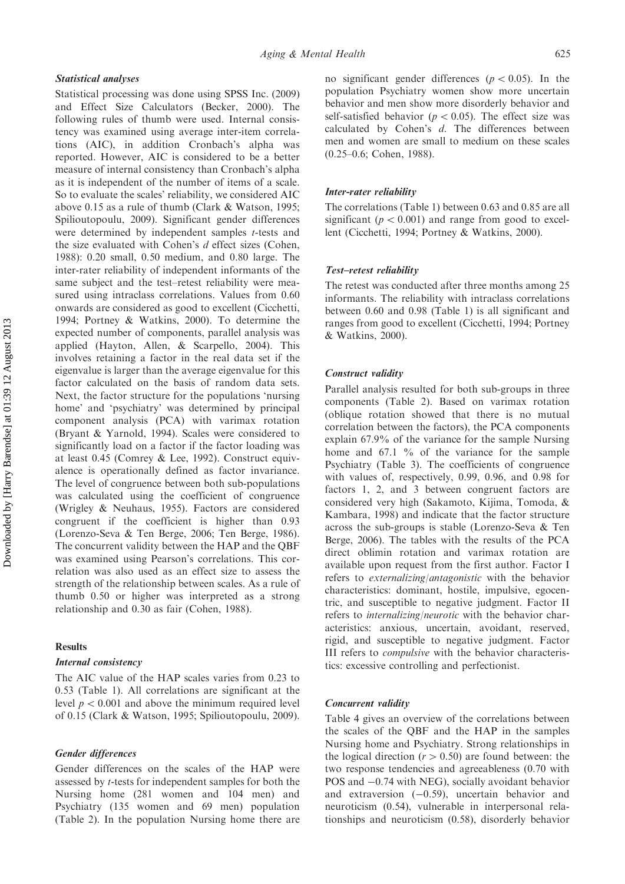### Statistical analyses

Statistical processing was done using SPSS Inc. (2009) and Effect Size Calculators (Becker, 2000). The following rules of thumb were used. Internal consistency was examined using average inter-item correlations (AIC), in addition Cronbach's alpha was reported. However, AIC is considered to be a better measure of internal consistency than Cronbach's alpha as it is independent of the number of items of a scale. So to evaluate the scales' reliability, we considered AIC above 0.15 as a rule of thumb (Clark & Watson, 1995; Spilioutopoulu, 2009). Significant gender differences were determined by independent samples *t*-tests and the size evaluated with Cohen's *d* effect sizes (Cohen, 1988): 0.20 small, 0.50 medium, and 0.80 large. The inter-rater reliability of independent informants of the same subject and the test–retest reliability were measured using intraclass correlations. Values from 0.60 onwards are considered as good to excellent (Cicchetti, 1994; Portney & Watkins, 2000). To determine the expected number of components, parallel analysis was applied (Hayton, Allen, & Scarpello, 2004). This involves retaining a factor in the real data set if the eigenvalue is larger than the average eigenvalue for this factor calculated on the basis of random data sets. Next, the factor structure for the populations 'nursing home' and 'psychiatry' was determined by principal component analysis (PCA) with varimax rotation (Bryant & Yarnold, 1994). Scales were considered to significantly load on a factor if the factor loading was at least 0.45 (Comrey & Lee, 1992). Construct equivalence is operationally defined as factor invariance. The level of congruence between both sub-populations was calculated using the coefficient of congruence (Wrigley & Neuhaus, 1955). Factors are considered congruent if the coefficient is higher than 0.93 (Lorenzo-Seva & Ten Berge, 2006; Ten Berge, 1986). The concurrent validity between the HAP and the QBF was examined using Pearson's correlations. This correlation was also used as an effect size to assess the strength of the relationship between scales. As a rule of thumb 0.50 or higher was interpreted as a strong relationship and 0.30 as fair (Cohen, 1988).

## Results

### Internal consistency

The AIC value of the HAP scales varies from 0.23 to 0.53 (Table 1). All correlations are significant at the level $p < 0.001$ and above the minimum required level of 0.15 (Clark & Watson, 1995; Spilioutopoulu, 2009).

### Gender differences

Gender differences on the scales of the HAP were assessed by *t*-tests for independent samples for both the Nursing home (281 women and 104 men) and Psychiatry (135 women and 69 men) population (Table 2). In the population Nursing home there are no significant gender differences ($p < 0.05$). In the population Psychiatry women show more uncertain behavior and men show more disorderly behavior and self-satisfied behavior ($p < 0.05$). The effect size was calculated by Cohen's *d*. The differences between men and women are small to medium on these scales (0.25–0.6; Cohen, 1988).

### Inter-rater reliability

The correlations (Table 1) between 0.63 and 0.85 are all significant ($p < 0.001$) and range from good to excellent (Cicchetti, 1994; Portney & Watkins, 2000).

### Test–retest reliability

The retest was conducted after three months among 25 informants. The reliability with intraclass correlations between 0.60 and 0.98 (Table 1) is all significant and ranges from good to excellent (Cicchetti, 1994; Portney & Watkins, 2000).

### Construct validity

Parallel analysis resulted for both sub-groups in three components (Table 2). Based on varimax rotation (oblique rotation showed that there is no mutual correlation between the factors), the PCA components explain 67.9% of the variance for the sample Nursing home and 67.1 % of the variance for the sample Psychiatry (Table 3). The coefficients of congruence with values of, respectively, 0.99, 0.96, and 0.98 for factors 1, 2, and 3 between congruent factors are considered very high (Sakamoto, Kijima, Tomoda, & Kambara, 1998) and indicate that the factor structure across the sub-groups is stable (Lorenzo-Seva & Ten Berge, 2006). The tables with the results of the PCA direct oblimin rotation and varimax rotation are available upon request from the first author. Factor I refers to *externalizing/antagonistic* with the behavior characteristics: dominant, hostile, impulsive, egocentric, and susceptible to negative judgment. Factor II refers to *internalizing/neurotic* with the behavior characteristics: anxious, uncertain, avoidant, reserved, rigid, and susceptible to negative judgment. Factor III refers to *compulsive* with the behavior characteristics: excessive controlling and perfectionist.

### Concurrent validity

Table 4 gives an overview of the correlations between the scales of the QBF and the HAP in the samples Nursing home and Psychiatry. Strong relationships in the logical direction ($r > 0.50$) are found between: the two response tendencies and agreeableness (0.70 with POS and −0.74 with NEG), socially avoidant behavior and extraversion (−0.59), uncertain behavior and neuroticism (0.54), vulnerable in interpersonal relationships and neuroticism (0.58), disorderly behavior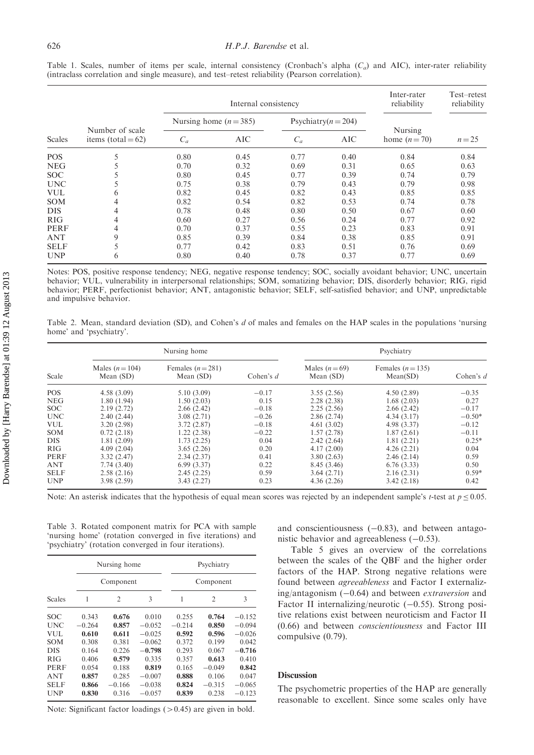Table 1. Scales, number of items per scale, internal consistency (Cronbach's alpha ($C_a$) and AIC), inter-rater reliability (intraclass correlation and single measure), and test–retest reliability (Pearson correlation).

| | | Internal consistency | | | | Inter-rater reliability | Test–retest reliability |
|---|---|---|---|---|---|---|---|
| | | Nursing home ($n = 385$) | | Psychiatry($n = 204$) | | | |
| Scales | Number of scale items (total = 62) | $C_a$ | AIC | $C_a$ | AIC | Nursing home ($n = 70$) | $n = 25$ |
| POS | 5 | 0.80 | 0.45 | 0.77 | 0.40 | 0.84 | 0.84 |
| NEG | 5 | 0.70 | 0.32 | 0.69 | 0.31 | 0.65 | 0.63 |
| SOC | 5 | 0.80 | 0.45 | 0.77 | 0.39 | 0.74 | 0.79 |
| UNC | 5 | 0.75 | 0.38 | 0.79 | 0.43 | 0.79 | 0.98 |
| VUL | 6 | 0.82 | 0.45 | 0.82 | 0.43 | 0.85 | 0.85 |
| SOM | 4 | 0.82 | 0.54 | 0.82 | 0.53 | 0.74 | 0.78 |
| DIS | 4 | 0.78 | 0.48 | 0.80 | 0.50 | 0.67 | 0.60 |
| RIG | 4 | 0.60 | 0.27 | 0.56 | 0.24 | 0.77 | 0.92 |
| PERF | 4 | 0.70 | 0.37 | 0.55 | 0.23 | 0.83 | 0.91 |
| ANT | 9 | 0.85 | 0.39 | 0.84 | 0.38 | 0.85 | 0.91 |
| SELF | 5 | 0.77 | 0.42 | 0.83 | 0.51 | 0.76 | 0.69 |
| UNP | 6 | 0.80 | 0.40 | 0.78 | 0.37 | 0.77 | 0.69 |

Notes: POS, positive response tendency; NEG, negative response tendency; SOC, socially avoidant behavior; UNC, uncertain behavior; VUL, vulnerability in interpersonal relationships; SOM, somatizing behavior; DIS, disorderly behavior; RIG, rigid behavior; PERF, perfectionist behavior; ANT, antagonistic behavior; SELF, self-satisfied behavior; and UNP, unpredictable and impulsive behavior.

Table 2. Mean, standard deviation (SD), and Cohen's *d* of males and females on the HAP scales in the populations 'nursing home' and 'psychiatry'.

| | Nursing home | | | Psychiatry | | |
|---|---|---|---|---|---|---|
| Scale | Males ($n = 104$) Mean (SD) | Females ($n = 281$) Mean (SD) | Cohen's *d* | Males ($n = 69$) Mean (SD) | Females ($n = 135$) Mean(SD) | Cohen's *d* |
| POS | 4.58 (3.09) | 5.10 (3.09) | −0.17 | 3.55 (2.56) | 4.50 (2.89) | −0.35 |
| NEG | 1.80 (1.94) | 1.50 (2.03) | 0.15 | 2.28 (2.38) | 1.68 (2.03) | 0.27 |
| SOC | 2.19 (2.72) | 2.66 (2.42) | −0.18 | 2.25 (2.56) | 2.66 (2.42) | −0.17 |
| UNC | 2.40 (2.44) | 3.08 (2.71) | −0.26 | 2.86 (2.74) | 4.34 (3.17) | −0.50* |
| VUL | 3.20 (2.98) | 3.72 (2.87) | −0.18 | 4.61 (3.02) | 4.98 (3.37) | −0.12 |
| SOM | 0.72 (2.18) | 1.22 (2.38) | −0.22 | 1.57 (2.78) | 1.87 (2.61) | −0.11 |
| DIS | 1.81 (2.09) | 1.73 (2.25) | 0.04 | 2.42 (2.64) | 1.81 (2.21) | 0.25* |
| RIG | 4.09 (2.04) | 3.65 (2.26) | 0.20 | 4.17 (2.00) | 4.26 (2.21) | 0.04 |
| PERF | 3.32 (2.47) | 2.34 (2.37) | 0.41 | 3.80 (2.63) | 2.46 (2.14) | 0.59 |
| ANT | 7.74 (3.40) | 6.99 (3.37) | 0.22 | 8.45 (3.46) | 6.76 (3.33) | 0.50 |
| SELF | 2.58 (2.16) | 2.45 (2.25) | 0.59 | 3.64 (2.71) | 2.16 (2.31) | 0.59* |
| UNP | 3.98 (2.59) | 3.43 (2.27) | 0.23 | 4.36 (2.26) | 3.42 (2.18) | 0.42 |

Note: An asterisk indicates that the hypothesis of equal mean scores was rejected by an independent sample's *t*-test at $p \leq 0.05$.

Table 3. Rotated component matrix for PCA with sample 'nursing home' (rotation converged in five iterations) and 'psychiatry' (rotation converged in four iterations).

| | Nursing home | | | Psychiatry | | |
|---|---|---|---|---|---|---|
| | Component | | | Component | | |
| Scales | 1 | 2 | 3 | 1 | 2 | 3 |
| SOC | 0.343 | **0.676** | 0.010 | 0.255 | **0.764** | −0.152 |
| UNC | −0.264 | **0.857** | −0.052 | −0.214 | **0.850** | −0.094 |
| VUL | **0.610** | **0.611** | −0.025 | **0.592** | **0.596** | −0.026 |
| SOM | 0.308 | 0.381 | −0.062 | 0.372 | 0.199 | 0.042 |
| DIS | 0.164 | 0.226 | **−0.798** | 0.293 | 0.067 | **−0.716** |
| RIG | 0.406 | **0.579** | 0.335 | 0.357 | **0.613** | 0.410 |
| PERF | 0.054 | 0.188 | **0.819** | 0.165 | −0.049 | **0.842** |
| ANT | **0.857** | 0.285 | −0.007 | **0.888** | 0.106 | 0.047 |
| SELF | **0.866** | −0.166 | −0.038 | **0.824** | −0.315 | −0.065 |
| UNP | **0.830** | 0.316 | −0.057 | **0.839** | 0.238 | −0.123 |

Note: Significant factor loadings (>0.45) are given in bold.

and conscientiousness (−0.83), and between antagonistic behavior and agreeableness (−0.53).

Table 5 gives an overview of the correlations between the scales of the QBF and the higher order factors of the HAP. Strong negative relations were found between *agreeableness* and Factor I externalizing/antagonism (−0.64) and between *extraversion* and Factor II internalizing/neurotic (−0.55). Strong positive relations exist between neuroticism and Factor II (0.66) and between *conscientiousness* and Factor III compulsive (0.79).

## Discussion

The psychometric properties of the HAP are generally reasonable to excellent. Since some scales only have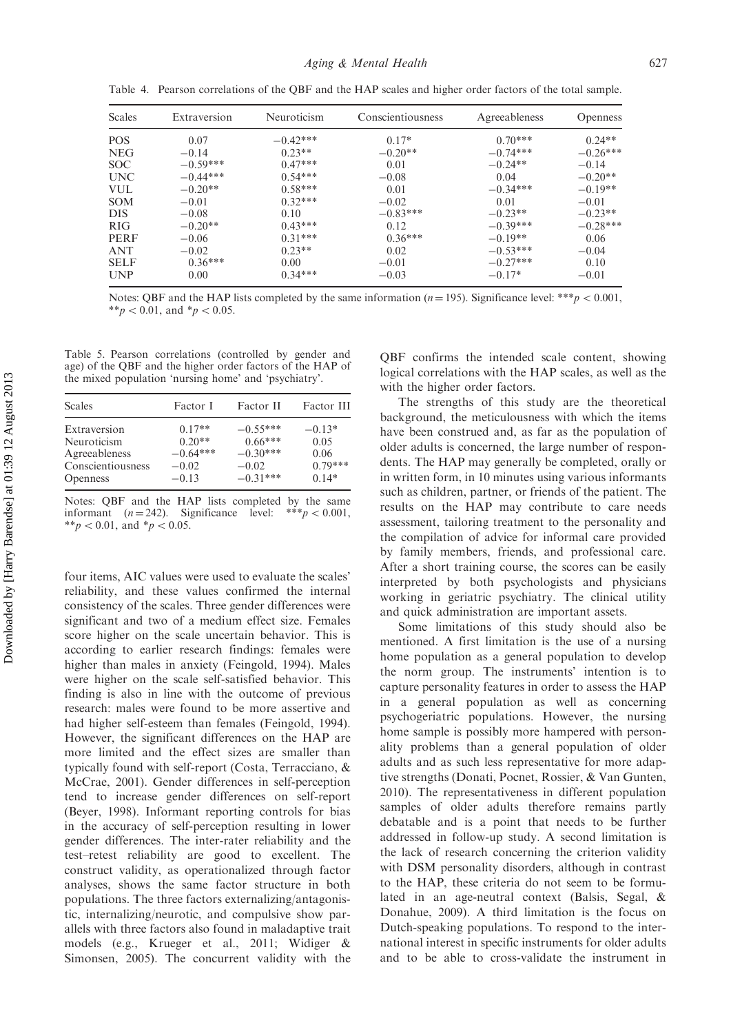Table 4. Pearson correlations of the QBF and the HAP scales and higher order factors of the total sample.

| Scales | Extraversion | Neuroticism | Conscientiousness | Agreeableness | Openness |
|---|---|---|---|---|---|
| POS | 0.07 | −0.42*** | 0.17* | 0.70*** | 0.24** |
| NEG | −0.14 | 0.23** | −0.20** | −0.74*** | −0.26*** |
| SOC | −0.59*** | 0.47*** | 0.01 | −0.24** | −0.14 |
| UNC | −0.44*** | 0.54*** | −0.08 | 0.04 | −0.20** |
| VUL | −0.20** | 0.58*** | 0.01 | −0.34*** | −0.19** |
| SOM | −0.01 | 0.32*** | −0.02 | 0.01 | −0.01 |
| DIS | −0.08 | 0.10 | −0.83*** | −0.23** | −0.23** |
| RIG | −0.20** | 0.43*** | 0.12 | −0.39*** | −0.28*** |
| PERF | −0.06 | 0.31*** | 0.36*** | −0.19** | 0.06 |
| ANT | −0.02 | 0.23** | 0.02 | −0.53*** | −0.04 |
| SELF | 0.36*** | 0.00 | −0.01 | −0.27*** | 0.10 |
| UNP | 0.00 | 0.34*** | −0.03 | −0.17* | −0.01 |

Notes: QBF and the HAP lists completed by the same information ($n = 195$). Significance level: *** $p < 0.001$, ** $p < 0.01$, and * $p < 0.05$.

Table 5. Pearson correlations (controlled by gender and age) of the QBF and the higher order factors of the HAP of the mixed population 'nursing home' and 'psychiatry'.

| Scales | Factor I | Factor II | Factor III |
|---|---|---|---|
| Extraversion | 0.17** | −0.55*** | −0.13* |
| Neuroticism | 0.20** | 0.66*** | 0.05 |
| Agreeableness | −0.64*** | −0.30*** | 0.06 |
| Conscientiousness | −0.02 | −0.02 | 0.79*** |
| Openness | −0.13 | −0.31*** | 0.14* |

Notes: QBF and the HAP lists completed by the same informant ($n = 242$). Significance level: *** $p < 0.001$, ** $p < 0.01$, and * $p < 0.05$.

four items, AIC values were used to evaluate the scales' reliability, and these values confirmed the internal consistency of the scales. Three gender differences were significant and two of a medium effect size. Females score higher on the scale uncertain behavior. This is according to earlier research findings: females were higher than males in anxiety (Feingold, 1994). Males were higher on the scale self-satisfied behavior. This finding is also in line with the outcome of previous research: males were found to be more assertive and had higher self-esteem than females (Feingold, 1994). However, the significant differences on the HAP are more limited and the effect sizes are smaller than typically found with self-report (Costa, Terracciano, & McCrae, 2001). Gender differences in self-perception tend to increase gender differences on self-report (Beyer, 1998). Informant reporting controls for bias in the accuracy of self-perception resulting in lower gender differences. The inter-rater reliability and the test–retest reliability are good to excellent. The construct validity, as operationalized through factor analyses, shows the same factor structure in both populations. The three factors externalizing/antagonistic, internalizing/neurotic, and compulsive show parallels with three factors also found in maladaptive trait models (e.g., Krueger et al., 2011; Widiger & Simonsen, 2005). The concurrent validity with the QBF confirms the intended scale content, showing logical correlations with the HAP scales, as well as the with the higher order factors.

The strengths of this study are the theoretical background, the meticulousness with which the items have been construed and, as far as the population of older adults is concerned, the large number of respondents. The HAP may generally be completed, orally or in written form, in 10 minutes using various informants such as children, partner, or friends of the patient. The results on the HAP may contribute to care needs assessment, tailoring treatment to the personality and the compilation of advice for informal care provided by family members, friends, and professional care. After a short training course, the scores can be easily interpreted by both psychologists and physicians working in geriatric psychiatry. The clinical utility and quick administration are important assets.

Some limitations of this study should also be mentioned. A first limitation is the use of a nursing home population as a general population to develop the norm group. The instruments' intention is to capture personality features in order to assess the HAP in a general population as well as concerning psychogeriatric populations. However, the nursing home sample is possibly more hampered with personality problems than a general population of older adults and as such less representative for more adaptive strengths (Donati, Pocnet, Rossier, & Van Gunten, 2010). The representativeness in different population samples of older adults therefore remains partly debatable and is a point that needs to be further addressed in follow-up study. A second limitation is the lack of research concerning the criterion validity with DSM personality disorders, although in contrast to the HAP, these criteria do not seem to be formulated in an age-neutral context (Balsis, Segal, & Donahue, 2009). A third limitation is the focus on Dutch-speaking populations. To respond to the international interest in specific instruments for older adults and to be able to cross-validate the instrument in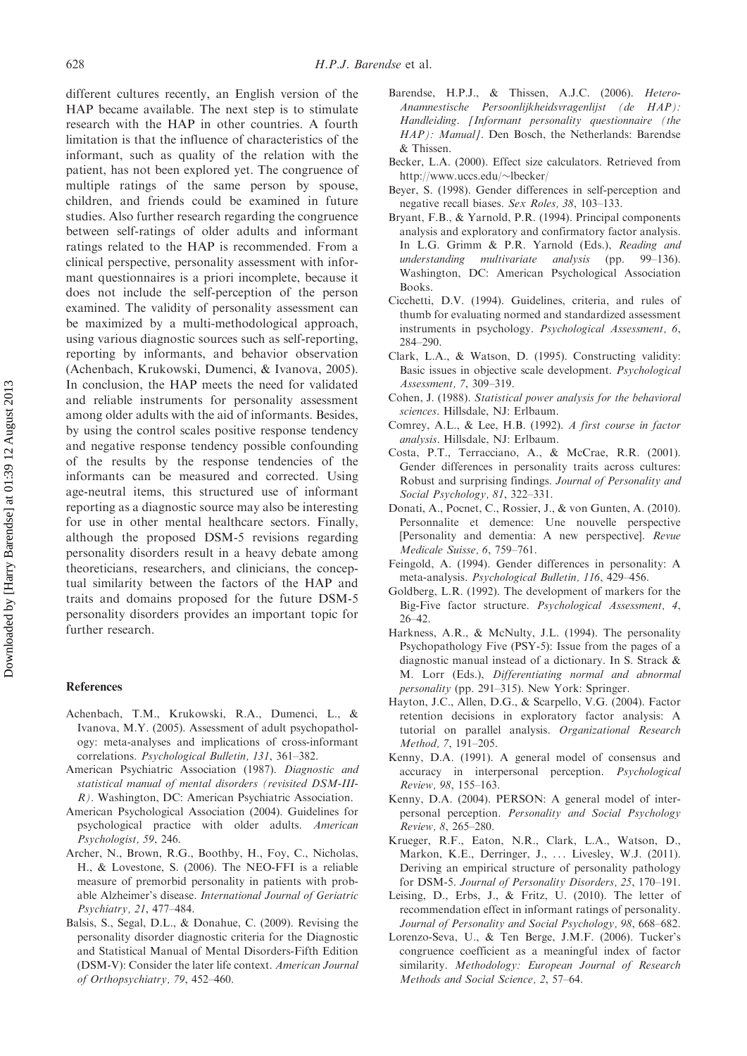different cultures recently, an English version of the HAP became available. The next step is to stimulate research with the HAP in other countries. A fourth limitation is that the influence of characteristics of the informant, such as quality of the relation with the patient, has not been explored yet. The congruence of multiple ratings of the same person by spouse, children, and friends could be examined in future studies. Also further research regarding the congruence between self-ratings of older adults and informant ratings related to the HAP is recommended. From a clinical perspective, personality assessment with informant questionnaires is a priori incomplete, because it does not include the self-perception of the person examined. The validity of personality assessment can be maximized by a multi-methodological approach, using various diagnostic sources such as self-reporting, reporting by informants, and behavior observation (Achenbach, Krukowski, Dumenci, & Ivanova, 2005). In conclusion, the HAP meets the need for validated and reliable instruments for personality assessment among older adults with the aid of informants. Besides, by using the control scales positive response tendency and negative response tendency possible confounding of the results by the response tendencies of the informants can be measured and corrected. Using age-neutral items, this structured use of informant reporting as a diagnostic source may also be interesting for use in other mental healthcare sectors. Finally, although the proposed DSM-5 revisions regarding personality disorders result in a heavy debate among theoreticians, researchers, and clinicians, the conceptual similarity between the factors of the HAP and traits and domains proposed for the future DSM-5 personality disorders provides an important topic for further research.

## References

Achenbach, T.M., Krukowski, R.A., Dumenci, L., & Ivanova, M.Y. (2005). Assessment of adult psychopathology: meta-analyses and implications of cross-informant correlations. *Psychological Bulletin, 131*, 361–382.

American Psychiatric Association (1987). *Diagnostic and statistical manual of mental disorders (revisited DSM-III-R)*. Washington, DC: American Psychiatric Association.

American Psychological Association (2004). Guidelines for psychological practice with older adults. *American Psychologist, 59*, 246.

Archer, N., Brown, R.G., Boothby, H., Foy, C., Nicholas, H., & Lovestone, S. (2006). The NEO-FFI is a reliable measure of premorbid personality in patients with probable Alzheimer's disease. *International Journal of Geriatric Psychiatry, 21*, 477–484.

Balsis, S., Segal, D.L., & Donahue, C. (2009). Revising the personality disorder diagnostic criteria for the Diagnostic and Statistical Manual of Mental Disorders-Fifth Edition (DSM-V): Consider the later life context. *American Journal of Orthopsychiatry, 79*, 452–460.

Barendse, H.P.J., & Thissen, A.J.C. (2006). *Hetero-Anamnestische Persoonlijkheidsvragenlijst (de HAP): Handleiding. [Informant personality questionnaire (the HAP): Manual]*. Den Bosch, the Netherlands: Barendse & Thissen.

Becker, L.A. (2000). Effect size calculators. Retrieved from http://www.uccs.edu/~lbecker/

Beyer, S. (1998). Gender differences in self-perception and negative recall biases. *Sex Roles, 38*, 103–133.

Bryant, F.B., & Yarnold, P.R. (1994). Principal components analysis and exploratory and confirmatory factor analysis. In L.G. Grimm & P.R. Yarnold (Eds.), *Reading and understanding multivariate analysis* (pp. 99–136). Washington, DC: American Psychological Association Books.

Cicchetti, D.V. (1994). Guidelines, criteria, and rules of thumb for evaluating normed and standardized assessment instruments in psychology. *Psychological Assessment, 6*, 284–290.

Clark, L.A., & Watson, D. (1995). Constructing validity: Basic issues in objective scale development. *Psychological Assessment, 7*, 309–319.

Cohen, J. (1988). *Statistical power analysis for the behavioral sciences*. Hillsdale, NJ: Erlbaum.

Comrey, A.L., & Lee, H.B. (1992). *A first course in factor analysis*. Hillsdale, NJ: Erlbaum.

Costa, P.T., Terracciano, A., & McCrae, R.R. (2001). Gender differences in personality traits across cultures: Robust and surprising findings. *Journal of Personality and Social Psychology, 81*, 322–331.

Donati, A., Pocnet, C., Rossier, J., & von Gunten, A. (2010). Personnalite et demence: Une nouvelle perspective [Personality and dementia: A new perspective]. *Revue Medicale Suisse, 6*, 759–761.

Feingold, A. (1994). Gender differences in personality: A meta-analysis. *Psychological Bulletin, 116*, 429–456.

Goldberg, L.R. (1992). The development of markers for the Big-Five factor structure. *Psychological Assessment, 4*, 26–42.

Harkness, A.R., & McNulty, J.L. (1994). The personality Psychopathology Five (PSY-5): Issue from the pages of a diagnostic manual instead of a dictionary. In S. Strack & M. Lorr (Eds.), *Differentiating normal and abnormal personality* (pp. 291–315). New York: Springer.

Hayton, J.C., Allen, D.G., & Scarpello, V.G. (2004). Factor retention decisions in exploratory factor analysis: A tutorial on parallel analysis. *Organizational Research Method, 7*, 191–205.

Kenny, D.A. (1991). A general model of consensus and accuracy in interpersonal perception. *Psychological Review, 98*, 155–163.

Kenny, D.A. (2004). PERSON: A general model of interpersonal perception. *Personality and Social Psychology Review, 8*, 265–280.

Krueger, R.F., Eaton, N.R., Clark, L.A., Watson, D., Markon, K.E., Derringer, J., ... Livesley, W.J. (2011). Deriving an empirical structure of personality pathology for DSM-5. *Journal of Personality Disorders, 25*, 170–191.

Leising, D., Erbs, J., & Fritz, U. (2010). The letter of recommendation effect in informant ratings of personality. *Journal of Personality and Social Psychology, 98*, 668–682.

Lorenzo-Seva, U., & Ten Berge, J.M.F. (2006). Tucker's congruence coefficient as a meaningful index of factor similarity. *Methodology: European Journal of Research Methods and Social Science, 2*, 57–64.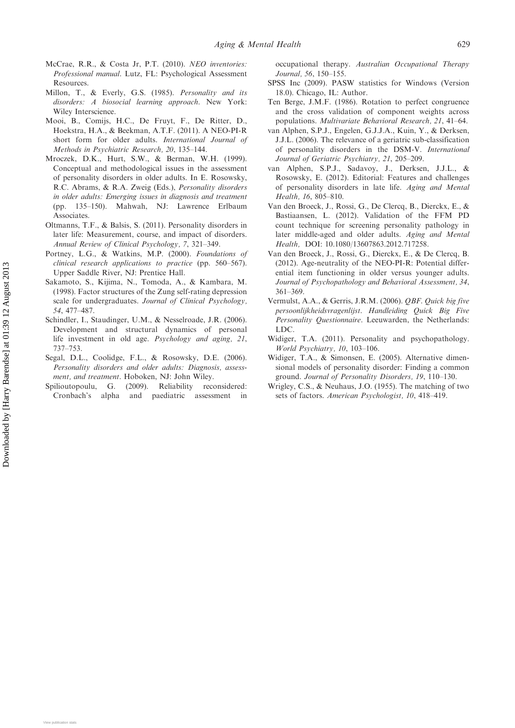McCrae, R.R., & Costa Jr, P.T. (2010). *NEO inventories: Professional manual*. Lutz, FL: Psychological Assessment Resources.

Millon, T., & Everly, G.S. (1985). *Personality and its disorders: A biosocial learning approach*. New York: Wiley Interscience.

Mooi, B., Comijs, H.C., De Fruyt, F., De Ritter, D., Hoekstra, H.A., & Beekman, A.T.F. (2011). A NEO-PI-R short form for older adults. *International Journal of Methods in Psychiatric Research, 20*, 135–144.

Mroczek, D.K., Hurt, S.W., & Berman, W.H. (1999). Conceptual and methodological issues in the assessment of personality disorders in older adults. In E. Rosowsky, R.C. Abrams, & R.A. Zweig (Eds.), *Personality disorders in older adults: Emerging issues in diagnosis and treatment* (pp. 135–150). Mahwah, NJ: Lawrence Erlbaum Associates.

Oltmanns, T.F., & Balsis, S. (2011). Personality disorders in later life: Measurement, course, and impact of disorders. *Annual Review of Clinical Psychology, 7*, 321–349.

Portney, L.G., & Watkins, M.P. (2000). *Foundations of clinical research applications to practice* (pp. 560–567). Upper Saddle River, NJ: Prentice Hall.

Sakamoto, S., Kijima, N., Tomoda, A., & Kambara, M. (1998). Factor structures of the Zung self-rating depression scale for undergraduates. *Journal of Clinical Psychology, 54*, 477–487.

Schindler, I., Staudinger, U.M., & Nesselroade, J.R. (2006). Development and structural dynamics of personal life investment in old age. *Psychology and aging, 21*, 737–753.

Segal, D.L., Coolidge, F.L., & Rosowsky, D.E. (2006). *Personality disorders and older adults: Diagnosis, assessment, and treatment*. Hoboken, NJ: John Wiley.

Spilioutopoulu, G. (2009). Reliability reconsidered: Cronbach's alpha and paediatric assessment in occupational therapy. *Australian Occupational Therapy Journal, 56*, 150–155.

SPSS Inc (2009). PASW statistics for Windows (Version 18.0). Chicago, IL: Author.

Ten Berge, J.M.F. (1986). Rotation to perfect congruence and the cross validation of component weights across populations. *Multivariate Behavioral Research, 21*, 41–64.

van Alphen, S.P.J., Engelen, G.J.J.A., Kuin, Y., & Derksen, J.J.L. (2006). The relevance of a geriatric sub-classification of personality disorders in the DSM-V. *International Journal of Geriatric Psychiatry, 21*, 205–209.

van Alphen, S.P.J., Sadavoy, J., Derksen, J.J.L., & Rosowsky, E. (2012). Editorial: Features and challenges of personality disorders in late life. *Aging and Mental Health, 16*, 805–810.

Van den Broeck, J., Rossi, G., De Clercq, B., Dierckx, E., & Bastiaansen, L. (2012). Validation of the FFM PD count technique for screening personality pathology in later middle-aged and older adults. *Aging and Mental Health*, DOI: 10.1080/13607863.2012.717258.

Van den Broeck, J., Rossi, G., Dierckx, E., & De Clercq, B. (2012). Age-neutrality of the NEO-PI-R: Potential differential item functioning in older versus younger adults. *Journal of Psychopathology and Behavioral Assessment, 34*, 361–369.

Vermulst, A.A., & Gerris, J.R.M. (2006). *QBF. Quick big five persoonlijkheidsvragenlijst. Handleiding Quick Big Five Personality Questionnaire*. Leeuwarden, the Netherlands: LDC.

Widiger, T.A. (2011). Personality and psychopathology. *World Psychiatry, 10*, 103–106.

Widiger, T.A., & Simonsen, E. (2005). Alternative dimensional models of personality disorder: Finding a common ground. *Journal of Personality Disorders, 19*, 110–130.

Wrigley, C.S., & Neuhaus, J.O. (1955). The matching of two sets of factors. *American Psychologist, 10*, 418–419.